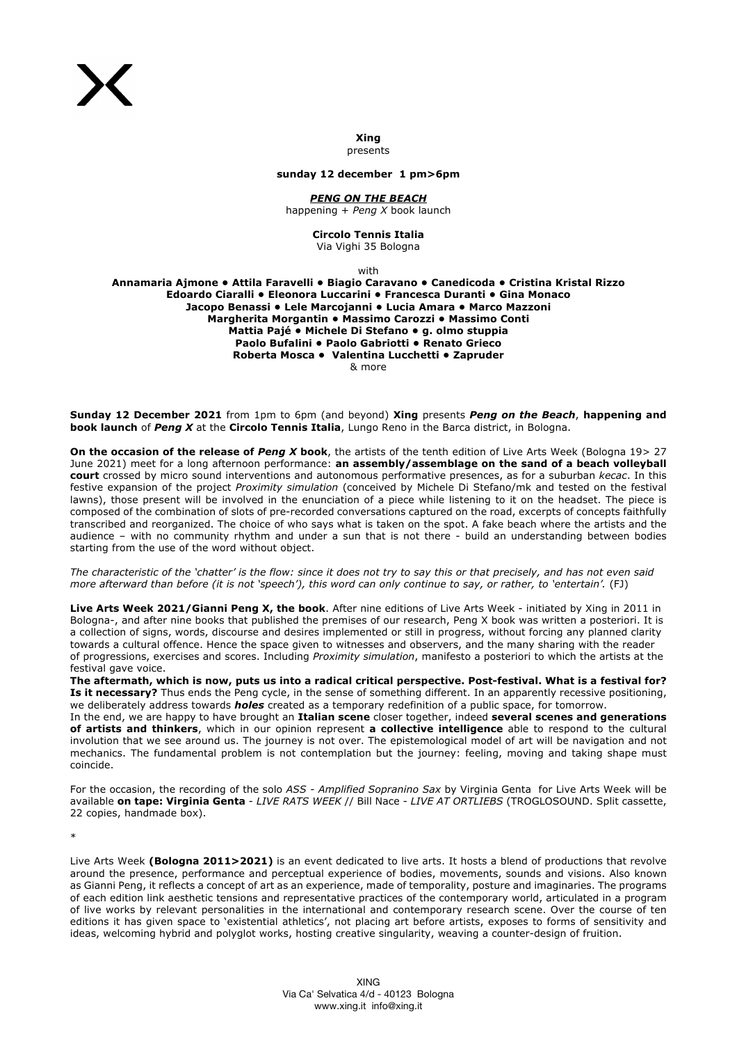**Xing**
presents

**sunday 12 december 1 pm>6pm**

***PENG ON THE BEACH***
happening + *Peng X* book launch

**Circolo Tennis Italia**
Via Vighi 35 Bologna

with

**Annamaria Ajmone • Attila Faravelli • Biagio Caravano • Canedicoda • Cristina Kristal Rizzo**
**Edoardo Ciaralli • Eleonora Luccarini • Francesca Duranti • Gina Monaco**
**Jacopo Benassi • Lele Marcojanni • Lucia Amara • Marco Mazzoni**
**Margherita Morgantin • Massimo Carozzi • Massimo Conti**
**Mattia Pajé • Michele Di Stefano • g. olmo stuppia**
**Paolo Bufalini • Paolo Gabriotti • Renato Grieco**
**Roberta Mosca • Valentina Lucchetti • Zapruder**
& more

**Sunday 12 December 2021** from 1pm to 6pm (and beyond) **Xing** presents ***Peng on the Beach***, **happening and book launch** of ***Peng X*** at the **Circolo Tennis Italia**, Lungo Reno in the Barca district, in Bologna.

**On the occasion of the release of *Peng X* book**, the artists of the tenth edition of Live Arts Week (Bologna 19> 27 June 2021) meet for a long afternoon performance: **an assembly/assemblage on the sand of a beach volleyball court** crossed by micro sound interventions and autonomous performative presences, as for a suburban *kecac*. In this festive expansion of the project *Proximity simulation* (conceived by Michele Di Stefano/mk and tested on the festival lawns), those present will be involved in the enunciation of a piece while listening to it on the headset. The piece is composed of the combination of slots of pre-recorded conversations captured on the road, excerpts of concepts faithfully transcribed and reorganized. The choice of who says what is taken on the spot. A fake beach where the artists and the audience – with no community rhythm and under a sun that is not there - build an understanding between bodies starting from the use of the word without object.

*The characteristic of the 'chatter' is the flow: since it does not try to say this or that precisely, and has not even said more afterward than before (it is not 'speech'), this word can only continue to say, or rather, to 'entertain'.* (FJ)

**Live Arts Week 2021/Gianni Peng X, the book**. After nine editions of Live Arts Week - initiated by Xing in 2011 in Bologna-, and after nine books that published the premises of our research, Peng X book was written a posteriori. It is a collection of signs, words, discourse and desires implemented or still in progress, without forcing any planned clarity towards a cultural offence. Hence the space given to witnesses and observers, and the many sharing with the reader of progressions, exercises and scores. Including *Proximity simulation*, manifesto a posteriori to which the artists at the festival gave voice.

**The aftermath, which is now, puts us into a radical critical perspective. Post-festival. What is a festival for? Is it necessary?** Thus ends the Peng cycle, in the sense of something different. In an apparently recessive positioning, we deliberately address towards ***holes*** created as a temporary redefinition of a public space, for tomorrow.

In the end, we are happy to have brought an **Italian scene** closer together, indeed **several scenes and generations of artists and thinkers**, which in our opinion represent **a collective intelligence** able to respond to the cultural involution that we see around us. The journey is not over. The epistemological model of art will be navigation and not mechanics. The fundamental problem is not contemplation but the journey: feeling, moving and taking shape must coincide.

For the occasion, the recording of the solo *ASS - Amplified Sopranino Sax* by Virginia Genta for Live Arts Week will be available **on tape: Virginia Genta** - *LIVE RATS WEEK* // Bill Nace - *LIVE AT ORTLIEBS* (TROGLOSOUND. Split cassette, 22 copies, handmade box).

*

Live Arts Week **(Bologna 2011>2021)** is an event dedicated to live arts. It hosts a blend of productions that revolve around the presence, performance and perceptual experience of bodies, movements, sounds and visions. Also known as Gianni Peng, it reflects a concept of art as an experience, made of temporality, posture and imaginaries. The programs of each edition link aesthetic tensions and representative practices of the contemporary world, articulated in a program of live works by relevant personalities in the international and contemporary research scene. Over the course of ten editions it has given space to 'existential athletics', not placing art before artists, exposes to forms of sensitivity and ideas, welcoming hybrid and polyglot works, hosting creative singularity, weaving a counter-design of fruition.

XING
Via Ca' Selvatica 4/d - 40123 Bologna
www.xing.it info@xing.it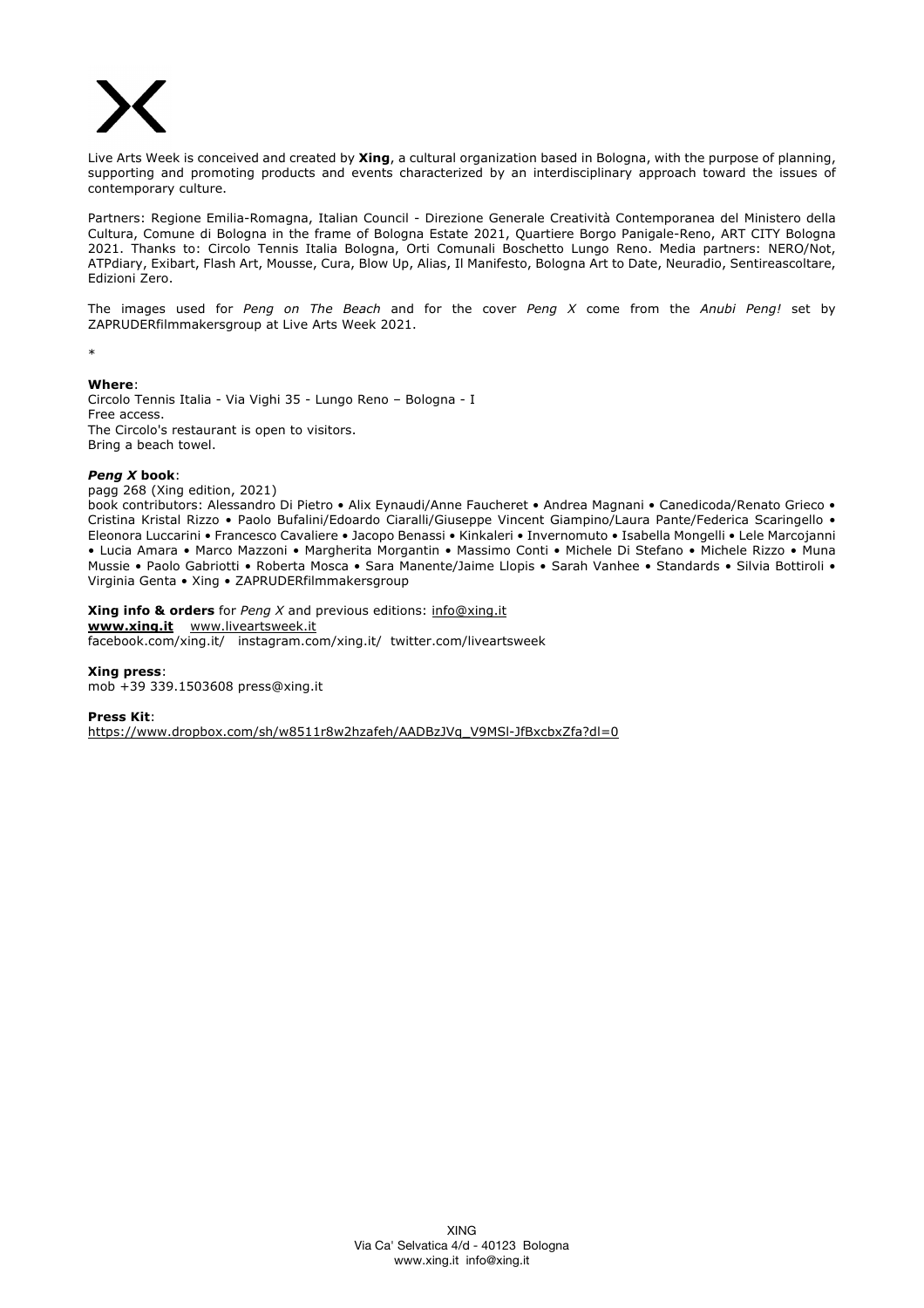Live Arts Week is conceived and created by **Xing**, a cultural organization based in Bologna, with the purpose of planning, supporting and promoting products and events characterized by an interdisciplinary approach toward the issues of contemporary culture.

Partners: Regione Emilia-Romagna, Italian Council - Direzione Generale Creatività Contemporanea del Ministero della Cultura, Comune di Bologna in the frame of Bologna Estate 2021, Quartiere Borgo Panigale-Reno, ART CITY Bologna 2021. Thanks to: Circolo Tennis Italia Bologna, Orti Comunali Boschetto Lungo Reno. Media partners: NERO/Not, ATPdiary, Exibart, Flash Art, Mousse, Cura, Blow Up, Alias, Il Manifesto, Bologna Art to Date, Neuradio, Sentireascoltare, Edizioni Zero.

The images used for *Peng on The Beach* and for the cover *Peng X* come from the *Anubi Peng!* set by ZAPRUDERfilmmakersgroup at Live Arts Week 2021.

*

**Where**:
Circolo Tennis Italia - Via Vighi 35 - Lungo Reno – Bologna - I
Free access.
The Circolo's restaurant is open to visitors.
Bring a beach towel.

***Peng X* book**:
pagg 268 (Xing edition, 2021)
book contributors: Alessandro Di Pietro • Alix Eynaudi/Anne Faucheret • Andrea Magnani • Canedicoda/Renato Grieco • Cristina Kristal Rizzo • Paolo Bufalini/Edoardo Ciaralli/Giuseppe Vincent Giampino/Laura Pante/Federica Scaringello • Eleonora Luccarini • Francesco Cavaliere • Jacopo Benassi • Kinkaleri • Invernomuto • Isabella Mongelli • Lele Marcojanni • Lucia Amara • Marco Mazzoni • Margherita Morgantin • Massimo Conti • Michele Di Stefano • Michele Rizzo • Muna Mussie • Paolo Gabriotti • Roberta Mosca • Sara Manente/Jaime Llopis • Sarah Vanhee • Standards • Silvia Bottiroli • Virginia Genta • Xing • ZAPRUDERfilmmakersgroup

**Xing info & orders** for *Peng X* and previous editions: info@xing.it
**www.xing.it** www.liveartsweek.it
facebook.com/xing.it/ instagram.com/xing.it/ twitter.com/liveartsweek

**Xing press**:
mob +39 339.1503608 press@xing.it

**Press Kit**:
https://www.dropbox.com/sh/w8511r8w2hzafeh/AADBzJVq_V9MSl-JfBxcbxZfa?dl=0

XING
Via Ca' Selvatica 4/d - 40123 Bologna
www.xing.it info@xing.it